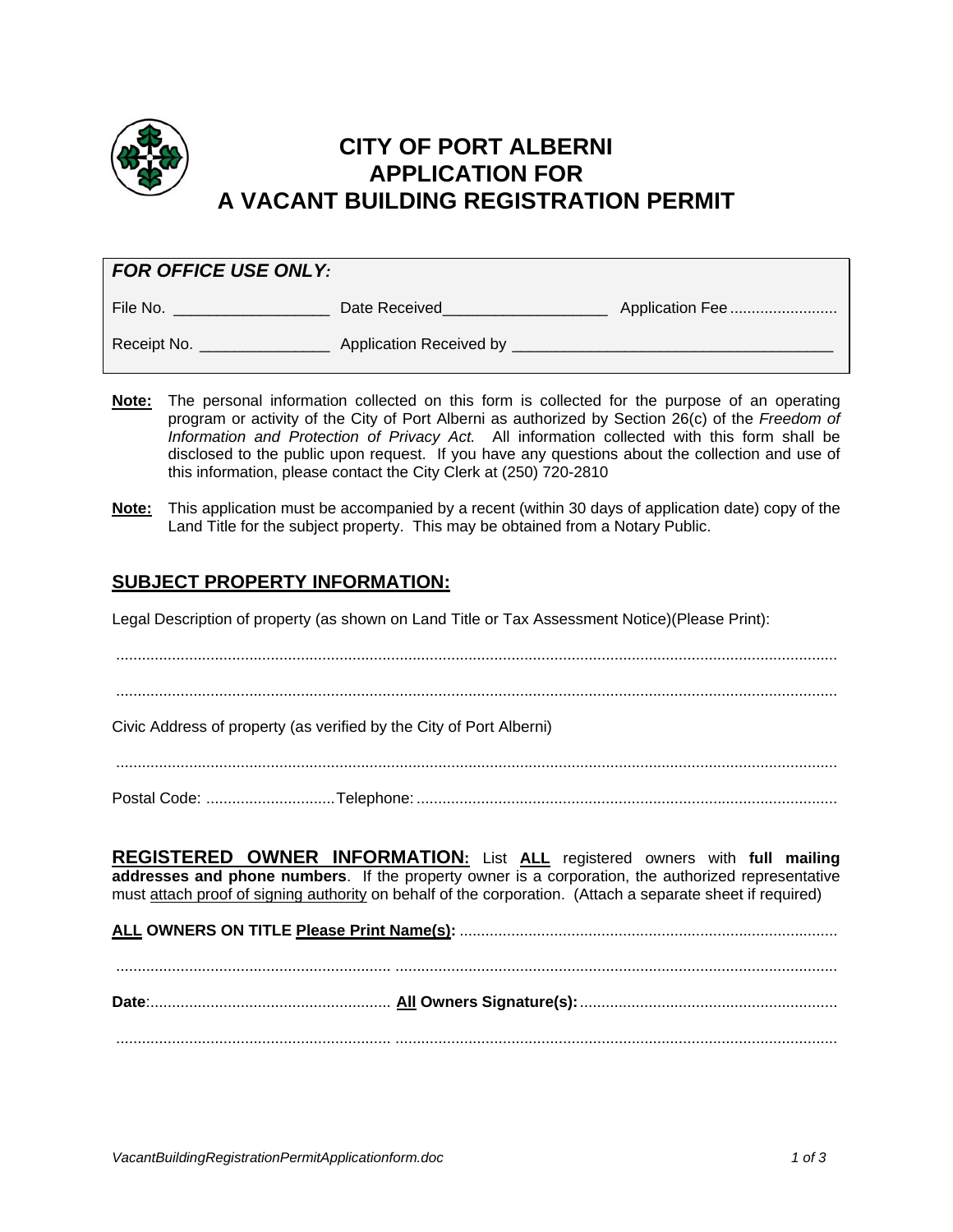# CITY OF PORT ALBERNI
# APPLICATION FOR
# A VACANT BUILDING REGISTRATION PERMIT

| ***FOR OFFICE USE ONLY:*** | | |
|---|---|---|
| File No. __________________ | Date Received___________________ | Application Fee ......................... |
| Receipt No. _______________ | Application Received by ____________________________________ | |

**Note:** The personal information collected on this form is collected for the purpose of an operating program or activity of the City of Port Alberni as authorized by Section 26(c) of the *Freedom of Information and Protection of Privacy Act.* All information collected with this form shall be disclosed to the public upon request. If you have any questions about the collection and use of this information, please contact the City Clerk at (250) 720-2810

**Note:** This application must be accompanied by a recent (within 30 days of application date) copy of the Land Title for the subject property. This may be obtained from a Notary Public.

## SUBJECT PROPERTY INFORMATION:

Legal Description of property (as shown on Land Title or Tax Assessment Notice)(Please Print):

.......................................................................................................................................................

.......................................................................................................................................................

Civic Address of property (as verified by the City of Port Alberni)

.......................................................................................................................................................

Postal Code: ..............................Telephone: ..................................................................................................

**REGISTERED OWNER INFORMATION:** List **ALL** registered owners with **full mailing addresses and phone numbers**. If the property owner is a corporation, the authorized representative must attach proof of signing authority on behalf of the corporation. (Attach a separate sheet if required)

**ALL OWNERS ON TITLE Please Print Name(s):** .......................................................................................

................................................................ .......................................................................................................

**Date**:........................................................ **All Owners Signature(s):**...........................................................

................................................................ .......................................................................................................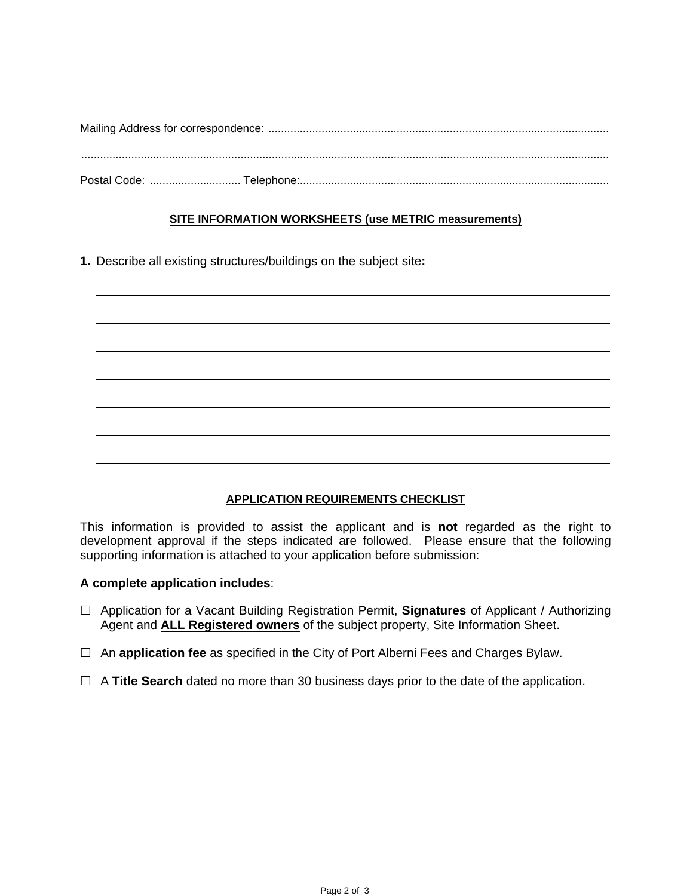Mailing Address for correspondence: ............................................................................................................................

.......................................................................................................................................................................

Postal Code: ............................. Telephone:..................................................................................................

**SITE INFORMATION WORKSHEETS (use METRIC measurements)**

**1.** Describe all existing structures/buildings on the subject site**:**

______________________________________________________________________

______________________________________________________________________

______________________________________________________________________

______________________________________________________________________

______________________________________________________________________

______________________________________________________________________

______________________________________________________________________

**APPLICATION REQUIREMENTS CHECKLIST**

This information is provided to assist the applicant and is **not** regarded as the right to development approval if the steps indicated are followed. Please ensure that the following supporting information is attached to your application before submission:

**A complete application includes**:

☐ Application for a Vacant Building Registration Permit, **Signatures** of Applicant / Authorizing Agent and **ALL Registered owners** of the subject property, Site Information Sheet.

☐ An **application fee** as specified in the City of Port Alberni Fees and Charges Bylaw.

☐ A **Title Search** dated no more than 30 business days prior to the date of the application.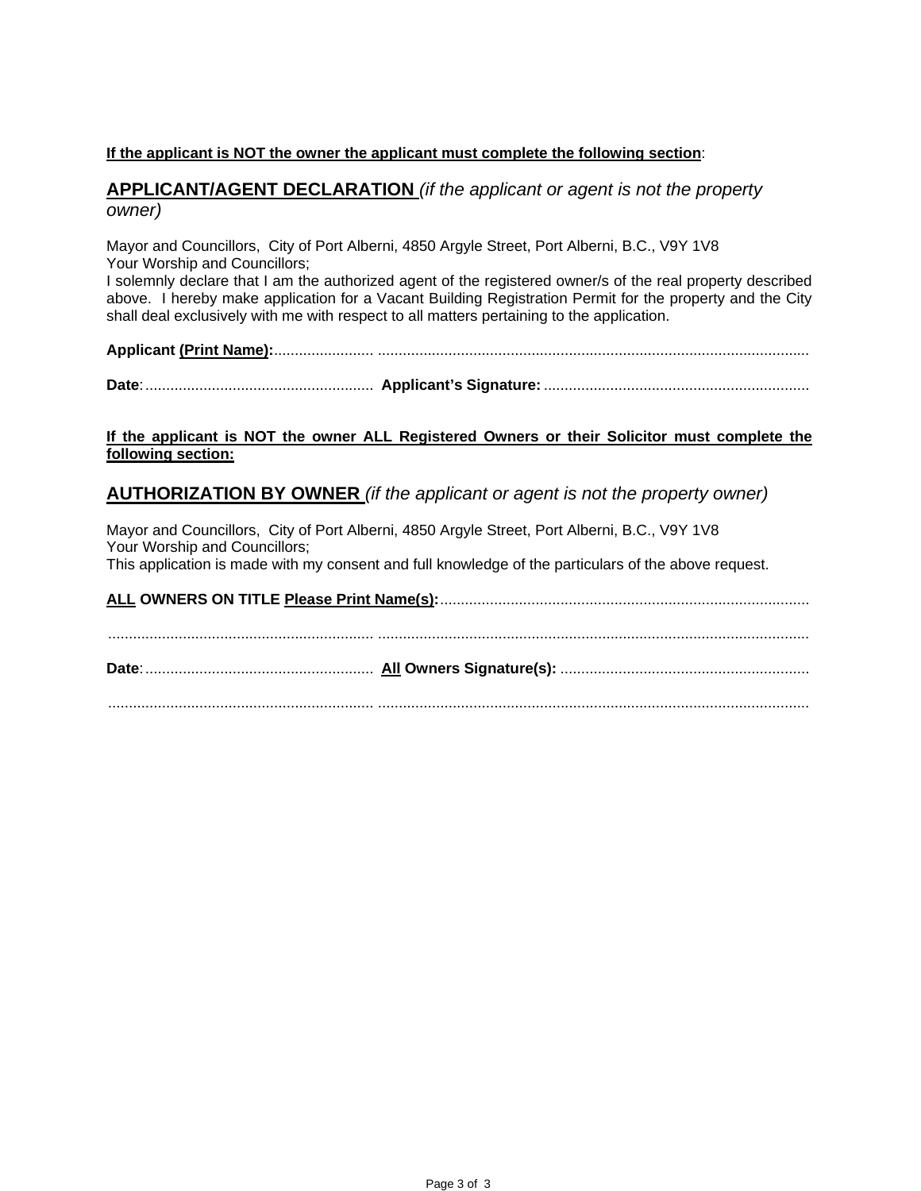**<u>If the applicant is NOT the owner the applicant must complete the following section</u>**:

## <u>APPLICANT/AGENT DECLARATION</u> *(if the applicant or agent is not the property owner)*

Mayor and Councillors, City of Port Alberni, 4850 Argyle Street, Port Alberni, B.C., V9Y 1V8
Your Worship and Councillors;
I solemnly declare that I am the authorized agent of the registered owner/s of the real property described above. I hereby make application for a Vacant Building Registration Permit for the property and the City shall deal exclusively with me with respect to all matters pertaining to the application.

**Applicant <u>(Print Name):</u>**........................ ........................................................................................................

**Date**:....................................................... **Applicant's Signature:** ................................................................

**<u>If the applicant is NOT the owner ALL Registered Owners or their Solicitor must complete the following section:</u>**

## <u>AUTHORIZATION BY OWNER</u> *(if the applicant or agent is not the property owner)*

Mayor and Councillors, City of Port Alberni, 4850 Argyle Street, Port Alberni, B.C., V9Y 1V8
Your Worship and Councillors;
This application is made with my consent and full knowledge of the particulars of the above request.

**<u>ALL</u> OWNERS ON TITLE <u>Please Print Name(s):</u>**........................................................................................

................................................................ .......................................................................................................

**Date**:....................................................... **<u>All</u> Owners Signature(s):** ............................................................

................................................................ .......................................................................................................